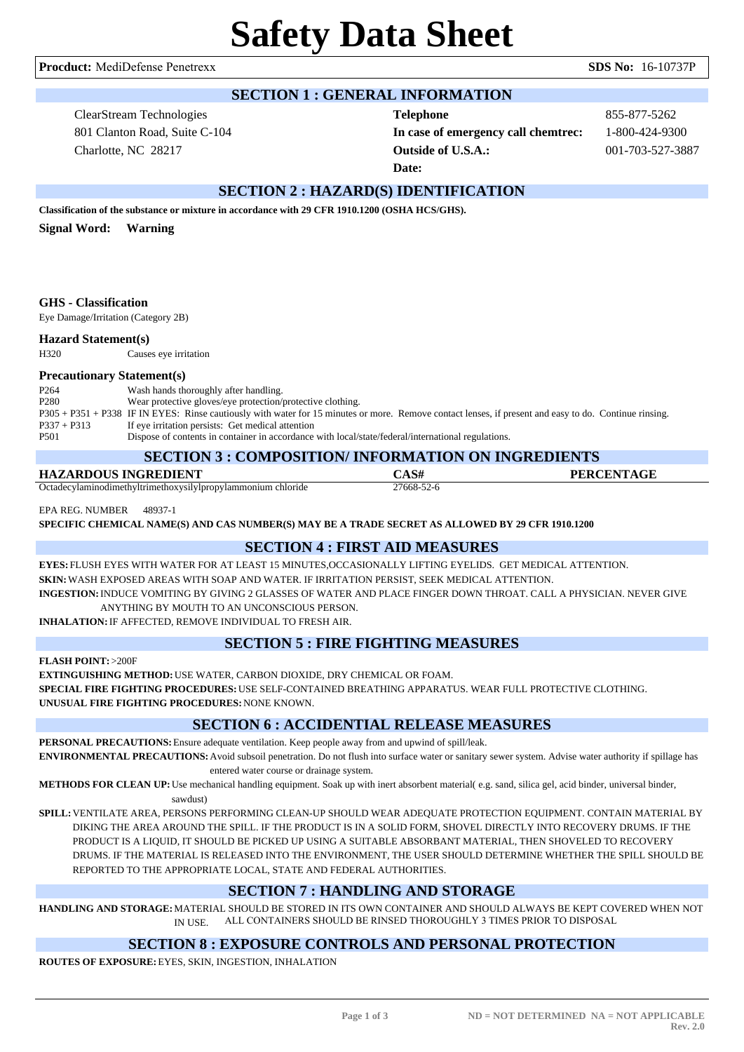# Safety Data Sheet

**Procduct:** MediDefense Penetrexx **SDS No:** 16-10737P

## SECTION 1 : GENERAL INFORMATION

ClearStream Technologies
801 Clanton Road, Suite C-104
Charlotte, NC 28217

| | |
|---|---|
| **Telephone** | 855-877-5262 |
| **In case of emergency call chemtrec:** | 1-800-424-9300 |
| **Outside of U.S.A.:** | 001-703-527-3887 |
| **Date:** | |

## SECTION 2 : HAZARD(S) IDENTIFICATION

**Classification of the substance or mixture in accordance with 29 CFR 1910.1200 (OSHA HCS/GHS).**

**Signal Word: Warning**

### GHS - Classification

Eye Damage/Irritation (Category 2B)

### Hazard Statement(s)

| | |
|---|---|
| H320 | Causes eye irritation |

### Precautionary Statement(s)

| | |
|---|---|
| P264 | Wash hands thoroughly after handling. |
| P280 | Wear protective gloves/eye protection/protective clothing. |
| P305 + P351 + P338 | IF IN EYES: Rinse cautiously with water for 15 minutes or more. Remove contact lenses, if present and easy to do. Continue rinsing. |
| P337 + P313 | If eye irritation persists: Get medical attention |
| P501 | Dispose of contents in container in accordance with local/state/federal/international regulations. |

## SECTION 3 : COMPOSITION/ INFORMATION ON INGREDIENTS

| HAZARDOUS INGREDIENT | CAS# | PERCENTAGE |
|---|---|---|
| Octadecylaminodimethyltrimethoxysilylpropylammonium chloride | 27668-52-6 | |

EPA REG. NUMBER 48937-1

**SPECIFIC CHEMICAL NAME(S) AND CAS NUMBER(S) MAY BE A TRADE SECRET AS ALLOWED BY 29 CFR 1910.1200**

## SECTION 4 : FIRST AID MEASURES

**EYES:** FLUSH EYES WITH WATER FOR AT LEAST 15 MINUTES,OCCASIONALLY LIFTING EYELIDS. GET MEDICAL ATTENTION.

**SKIN:** WASH EXPOSED AREAS WITH SOAP AND WATER. IF IRRITATION PERSIST, SEEK MEDICAL ATTENTION.

**INGESTION:** INDUCE VOMITING BY GIVING 2 GLASSES OF WATER AND PLACE FINGER DOWN THROAT. CALL A PHYSICIAN. NEVER GIVE ANYTHING BY MOUTH TO AN UNCONSCIOUS PERSON.

**INHALATION:** IF AFFECTED, REMOVE INDIVIDUAL TO FRESH AIR.

## SECTION 5 : FIRE FIGHTING MEASURES

**FLASH POINT:** >200F

**EXTINGUISHING METHOD:** USE WATER, CARBON DIOXIDE, DRY CHEMICAL OR FOAM.

**SPECIAL FIRE FIGHTING PROCEDURES:** USE SELF-CONTAINED BREATHING APPARATUS. WEAR FULL PROTECTIVE CLOTHING.

**UNUSUAL FIRE FIGHTING PROCEDURES:** NONE KNOWN.

## SECTION 6 : ACCIDENTIAL RELEASE MEASURES

**PERSONAL PRECAUTIONS:** Ensure adequate ventilation. Keep people away from and upwind of spill/leak.

**ENVIRONMENTAL PRECAUTIONS:** Avoid subsoil penetration. Do not flush into surface water or sanitary sewer system. Advise water authority if spillage has entered water course or drainage system.

**METHODS FOR CLEAN UP:** Use mechanical handling equipment. Soak up with inert absorbent material( e.g. sand, silica gel, acid binder, universal binder, sawdust)

**SPILL:** VENTILATE AREA, PERSONS PERFORMING CLEAN-UP SHOULD WEAR ADEQUATE PROTECTION EQUIPMENT. CONTAIN MATERIAL BY DIKING THE AREA AROUND THE SPILL. IF THE PRODUCT IS IN A SOLID FORM, SHOVEL DIRECTLY INTO RECOVERY DRUMS. IF THE PRODUCT IS A LIQUID, IT SHOULD BE PICKED UP USING A SUITABLE ABSORBANT MATERIAL, THEN SHOVELED TO RECOVERY DRUMS. IF THE MATERIAL IS RELEASED INTO THE ENVIRONMENT, THE USER SHOULD DETERMINE WHETHER THE SPILL SHOULD BE REPORTED TO THE APPROPRIATE LOCAL, STATE AND FEDERAL AUTHORITIES.

## SECTION 7 : HANDLING AND STORAGE

**HANDLING AND STORAGE:** MATERIAL SHOULD BE STORED IN ITS OWN CONTAINER AND SHOULD ALWAYS BE KEPT COVERED WHEN NOT IN USE. ALL CONTAINERS SHOULD BE RINSED THOROUGHLY 3 TIMES PRIOR TO DISPOSAL

## SECTION 8 : EXPOSURE CONTROLS AND PERSONAL PROTECTION

**ROUTES OF EXPOSURE:** EYES, SKIN, INGESTION, INHALATION

ND = NOT DETERMINED NA = NOT APPLICABLE
Rev. 2.0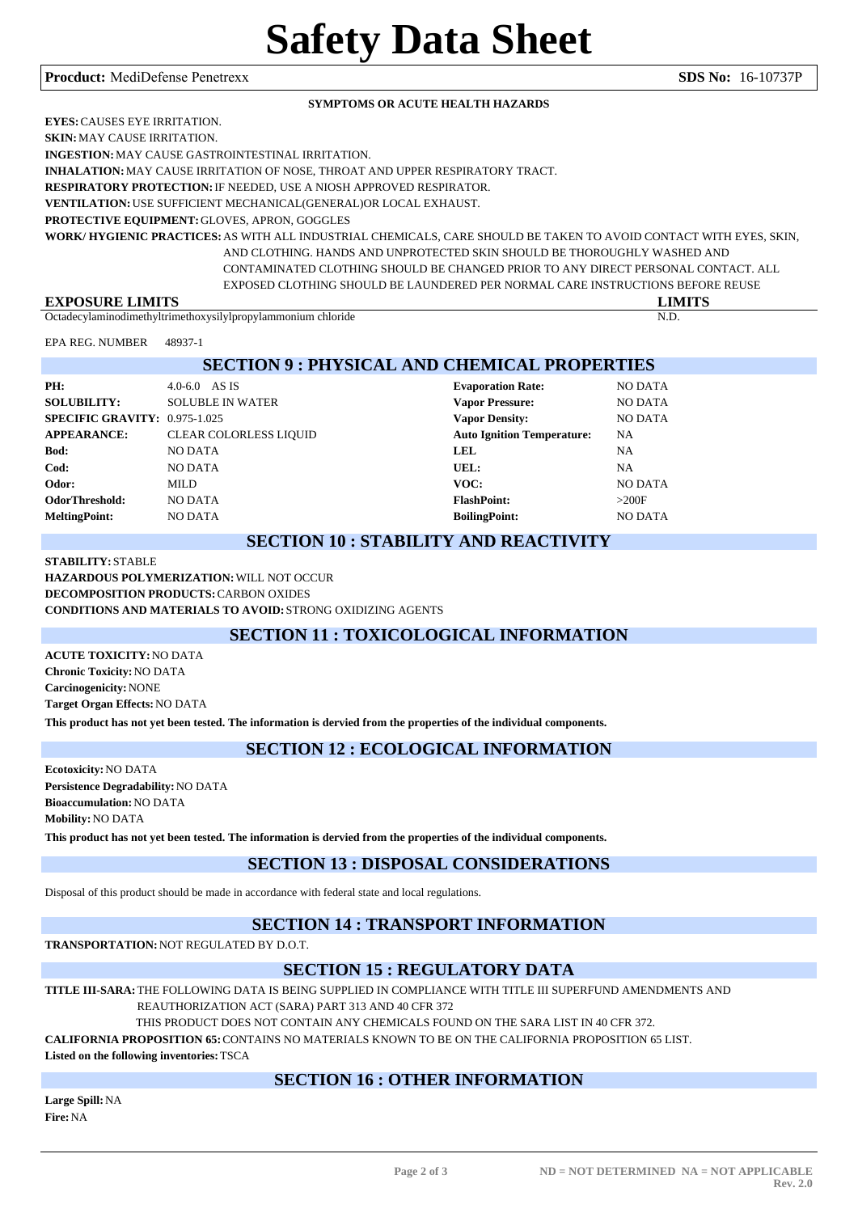# Safety Data Sheet

**Procduct:** MediDefense Penetrexx **SDS No:** 16-10737P

**SYMPTOMS OR ACUTE HEALTH HAZARDS**

**EYES:** CAUSES EYE IRRITATION.

**SKIN:** MAY CAUSE IRRITATION.

**INGESTION:** MAY CAUSE GASTROINTESTINAL IRRITATION.

**INHALATION:** MAY CAUSE IRRITATION OF NOSE, THROAT AND UPPER RESPIRATORY TRACT.

**RESPIRATORY PROTECTION:** IF NEEDED, USE A NIOSH APPROVED RESPIRATOR.

**VENTILATION:** USE SUFFICIENT MECHANICAL(GENERAL)OR LOCAL EXHAUST.

**PROTECTIVE EQUIPMENT:** GLOVES, APRON, GOGGLES

**WORK/ HYGIENIC PRACTICES:** AS WITH ALL INDUSTRIAL CHEMICALS, CARE SHOULD BE TAKEN TO AVOID CONTACT WITH EYES, SKIN, AND CLOTHING. HANDS AND UNPROTECTED SKIN SHOULD BE THOROUGHLY WASHED AND CONTAMINATED CLOTHING SHOULD BE CHANGED PRIOR TO ANY DIRECT PERSONAL CONTACT. ALL EXPOSED CLOTHING SHOULD BE LAUNDERED PER NORMAL CARE INSTRUCTIONS BEFORE REUSE

| EXPOSURE LIMITS | LIMITS |
|---|---|
| Octadecylaminodimethyltrimethoxysilylpropylammonium chloride | N.D. |

EPA REG. NUMBER 48937-1

## SECTION 9 : PHYSICAL AND CHEMICAL PROPERTIES

| | | | |
|---|---|---|---|
| **PH:** | 4.0-6.0 AS IS | **Evaporation Rate:** | NO DATA |
| **SOLUBILITY:** | SOLUBLE IN WATER | **Vapor Pressure:** | NO DATA |
| **SPECIFIC GRAVITY:** | 0.975-1.025 | **Vapor Density:** | NO DATA |
| **APPEARANCE:** | CLEAR COLORLESS LIQUID | **Auto Ignition Temperature:** | NA |
| **Bod:** | NO DATA | **LEL** | NA |
| **Cod:** | NO DATA | **UEL:** | NA |
| **Odor:** | MILD | **VOC:** | NO DATA |
| **OdorThreshold:** | NO DATA | **FlashPoint:** | >200F |
| **MeltingPoint:** | NO DATA | **BoilingPoint:** | NO DATA |

## SECTION 10 : STABILITY AND REACTIVITY

**STABILITY:** STABLE

**HAZARDOUS POLYMERIZATION:** WILL NOT OCCUR

**DECOMPOSITION PRODUCTS:** CARBON OXIDES

**CONDITIONS AND MATERIALS TO AVOID:** STRONG OXIDIZING AGENTS

## SECTION 11 : TOXICOLOGICAL INFORMATION

**ACUTE TOXICITY:** NO DATA

**Chronic Toxicity:** NO DATA

**Carcinogenicity:** NONE

**Target Organ Effects:** NO DATA

**This product has not yet been tested. The information is dervied from the properties of the individual components.**

## SECTION 12 : ECOLOGICAL INFORMATION

**Ecotoxicity:** NO DATA

**Persistence Degradability:** NO DATA

**Bioaccumulation:** NO DATA

**Mobility:** NO DATA

**This product has not yet been tested. The information is dervied from the properties of the individual components.**

## SECTION 13 : DISPOSAL CONSIDERATIONS

Disposal of this product should be made in accordance with federal state and local regulations.

## SECTION 14 : TRANSPORT INFORMATION

**TRANSPORTATION:** NOT REGULATED BY D.O.T.

## SECTION 15 : REGULATORY DATA

**TITLE III-SARA:** THE FOLLOWING DATA IS BEING SUPPLIED IN COMPLIANCE WITH TITLE III SUPERFUND AMENDMENTS AND REAUTHORIZATION ACT (SARA) PART 313 AND 40 CFR 372

THIS PRODUCT DOES NOT CONTAIN ANY CHEMICALS FOUND ON THE SARA LIST IN 40 CFR 372.

**CALIFORNIA PROPOSITION 65:** CONTAINS NO MATERIALS KNOWN TO BE ON THE CALIFORNIA PROPOSITION 65 LIST.

**Listed on the following inventories:** TSCA

## SECTION 16 : OTHER INFORMATION

**Large Spill:** NA

**Fire:** NA

**ND = NOT DETERMINED NA = NOT APPLICABLE**

**Rev. 2.0**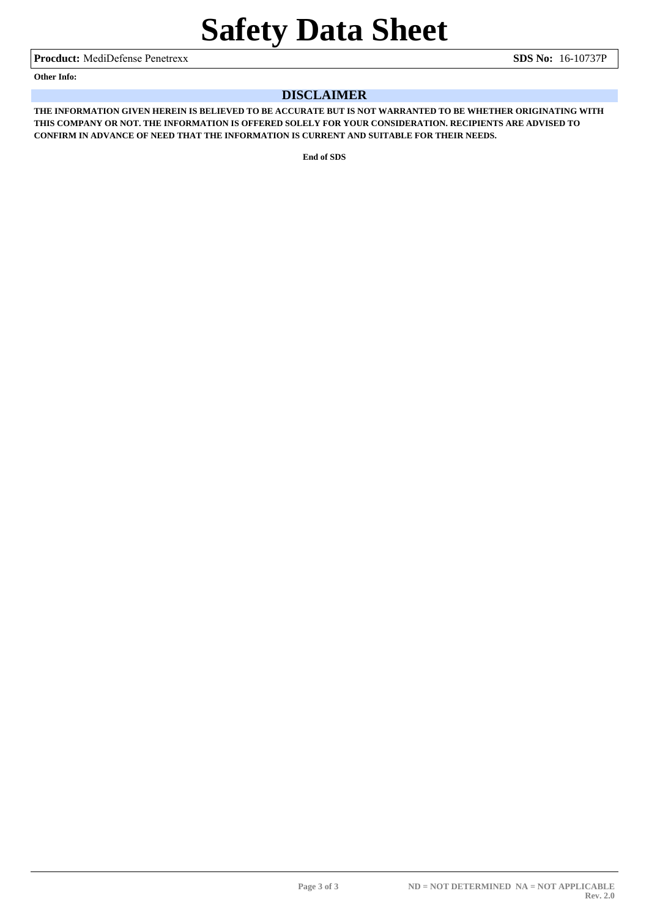# Safety Data Sheet

**Procduct:** MediDefense Penetrexx **SDS No:** 16-10737P

**Other Info:**

## DISCLAIMER

**THE INFORMATION GIVEN HEREIN IS BELIEVED TO BE ACCURATE BUT IS NOT WARRANTED TO BE WHETHER ORIGINATING WITH THIS COMPANY OR NOT. THE INFORMATION IS OFFERED SOLELY FOR YOUR CONSIDERATION. RECIPIENTS ARE ADVISED TO CONFIRM IN ADVANCE OF NEED THAT THE INFORMATION IS CURRENT AND SUITABLE FOR THEIR NEEDS.**

**End of SDS**

**ND = NOT DETERMINED NA = NOT APPLICABLE**
**Rev. 2.0**